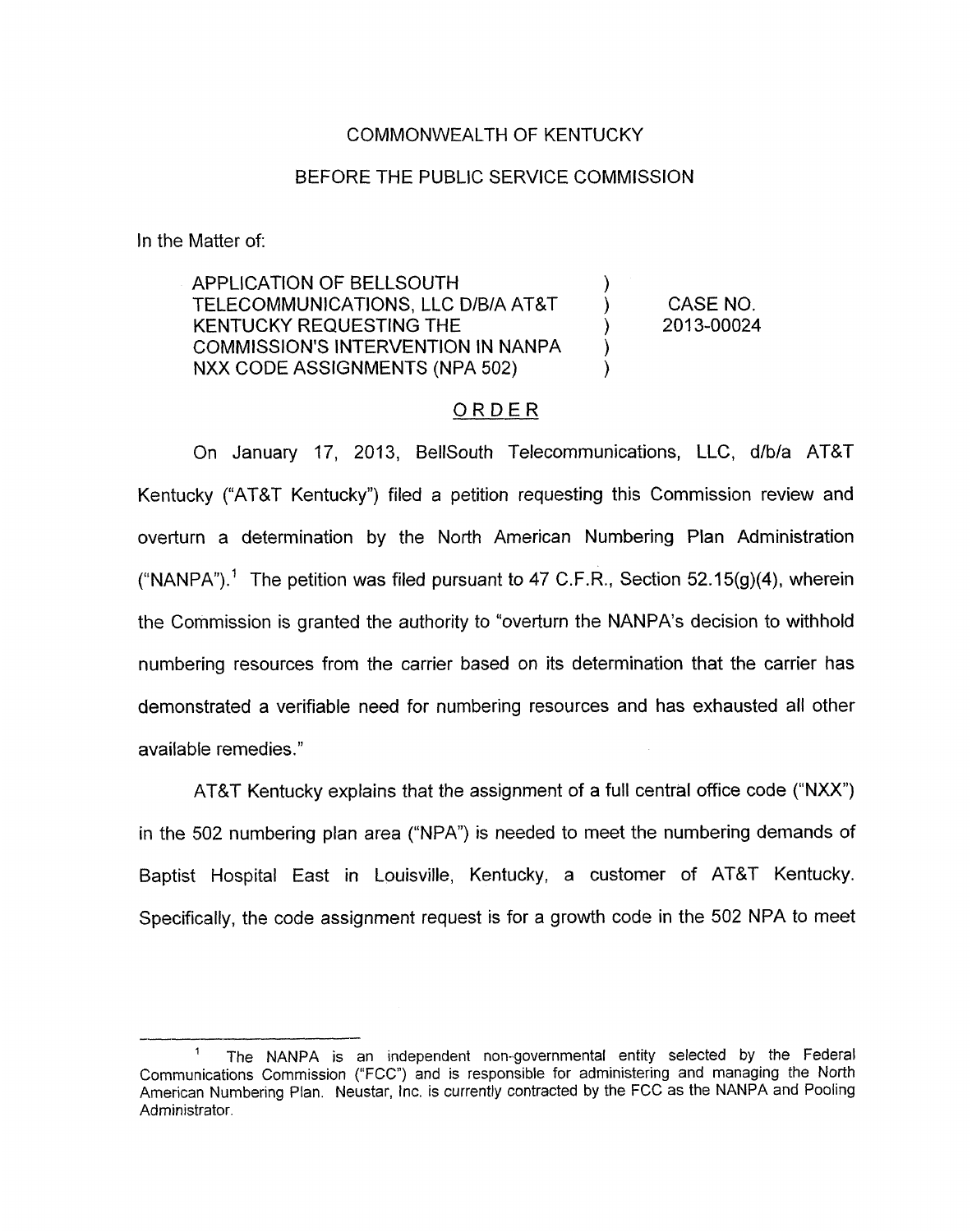COMMONWEALTH OF KENTUCKY

BEFORE THE PUBLIC SERVICE COMMISSION

In the Matter of:

| | | |
|---|---|---|
| APPLICATION OF BELLSOUTH TELECOMMUNICATIONS, LLC D/B/A AT&T KENTUCKY REQUESTING THE COMMISSION'S INTERVENTION IN NANPA NXX CODE ASSIGNMENTS (NPA 502) | ) ) ) ) ) | CASE NO. 2013-00024 |

## ORDER

On January 17, 2013, BellSouth Telecommunications, LLC, d/b/a AT&T Kentucky ("AT&T Kentucky") filed a petition requesting this Commission review and overturn a determination by the North American Numbering Plan Administration ("NANPA").[1] The petition was filed pursuant to 47 C.F.R., Section 52.15(g)(4), wherein the Commission is granted the authority to "overturn the NANPA's decision to withhold numbering resources from the carrier based on its determination that the carrier has demonstrated a verifiable need for numbering resources and has exhausted all other available remedies."

AT&T Kentucky explains that the assignment of a full central office code ("NXX") in the 502 numbering plan area ("NPA") is needed to meet the numbering demands of Baptist Hospital East in Louisville, Kentucky, a customer of AT&T Kentucky. Specifically, the code assignment request is for a growth code in the 502 NPA to meet

---

[1] The NANPA is an independent non-governmental entity selected by the Federal Communications Commission ("FCC") and is responsible for administering and managing the North American Numbering Plan. Neustar, Inc. is currently contracted by the FCC as the NANPA and Pooling Administrator.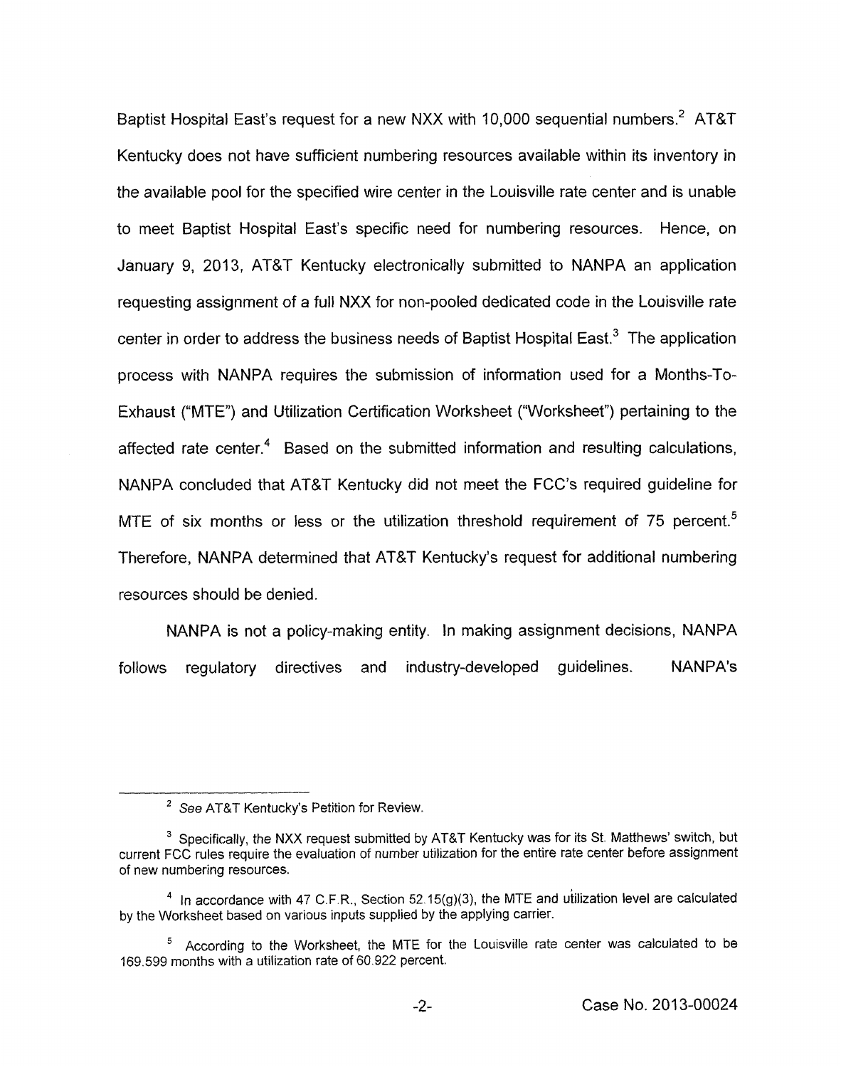Baptist Hospital East's request for a new NXX with 10,000 sequential numbers.[2] AT&T Kentucky does not have sufficient numbering resources available within its inventory in the available pool for the specified wire center in the Louisville rate center and is unable to meet Baptist Hospital East's specific need for numbering resources. Hence, on January 9, 2013, AT&T Kentucky electronically submitted to NANPA an application requesting assignment of a full NXX for non-pooled dedicated code in the Louisville rate center in order to address the business needs of Baptist Hospital East.[3] The application process with NANPA requires the submission of information used for a Months-To-Exhaust ("MTE") and Utilization Certification Worksheet ("Worksheet") pertaining to the affected rate center.[4] Based on the submitted information and resulting calculations, NANPA concluded that AT&T Kentucky did not meet the FCC's required guideline for MTE of six months or less or the utilization threshold requirement of 75 percent.[5] Therefore, NANPA determined that AT&T Kentucky's request for additional numbering resources should be denied.

NANPA is not a policy-making entity. In making assignment decisions, NANPA follows regulatory directives and industry-developed guidelines. NANPA's

---

[2] *See* AT&T Kentucky's Petition for Review.

[3] Specifically, the NXX request submitted by AT&T Kentucky was for its St. Matthews' switch, but current FCC rules require the evaluation of number utilization for the entire rate center before assignment of new numbering resources.

[4] In accordance with 47 C.F.R., Section 52.15(g)(3), the MTE and utilization level are calculated by the Worksheet based on various inputs supplied by the applying carrier.

[5] According to the Worksheet, the MTE for the Louisville rate center was calculated to be 169.599 months with a utilization rate of 60.922 percent.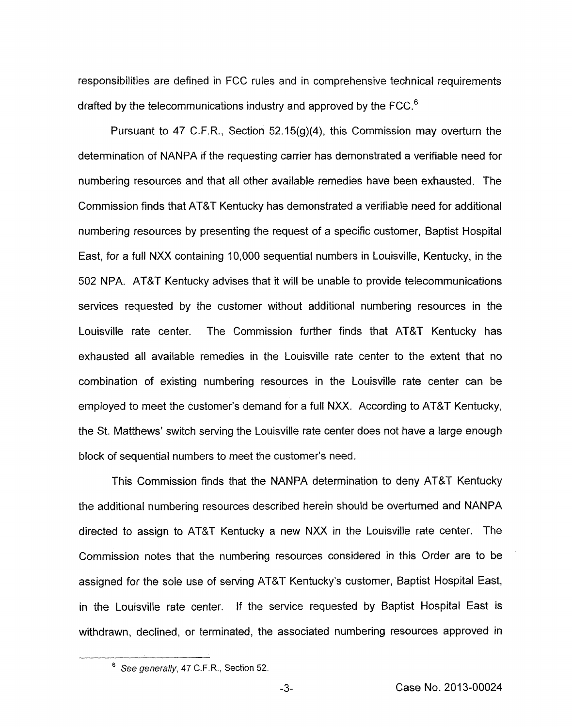responsibilities are defined in FCC rules and in comprehensive technical requirements drafted by the telecommunications industry and approved by the FCC.[6]

Pursuant to 47 C.F.R., Section 52.15(g)(4), this Commission may overturn the determination of NANPA if the requesting carrier has demonstrated a verifiable need for numbering resources and that all other available remedies have been exhausted. The Commission finds that AT&T Kentucky has demonstrated a verifiable need for additional numbering resources by presenting the request of a specific customer, Baptist Hospital East, for a full NXX containing 10,000 sequential numbers in Louisville, Kentucky, in the 502 NPA. AT&T Kentucky advises that it will be unable to provide telecommunications services requested by the customer without additional numbering resources in the Louisville rate center. The Commission further finds that AT&T Kentucky has exhausted all available remedies in the Louisville rate center to the extent that no combination of existing numbering resources in the Louisville rate center can be employed to meet the customer's demand for a full NXX. According to AT&T Kentucky, the St. Matthews' switch serving the Louisville rate center does not have a large enough block of sequential numbers to meet the customer's need.

This Commission finds that the NANPA determination to deny AT&T Kentucky the additional numbering resources described herein should be overturned and NANPA directed to assign to AT&T Kentucky a new NXX in the Louisville rate center. The Commission notes that the numbering resources considered in this Order are to be assigned for the sole use of serving AT&T Kentucky's customer, Baptist Hospital East, in the Louisville rate center. If the service requested by Baptist Hospital East is withdrawn, declined, or terminated, the associated numbering resources approved in

[6] *See generally*, 47 C.F.R., Section 52.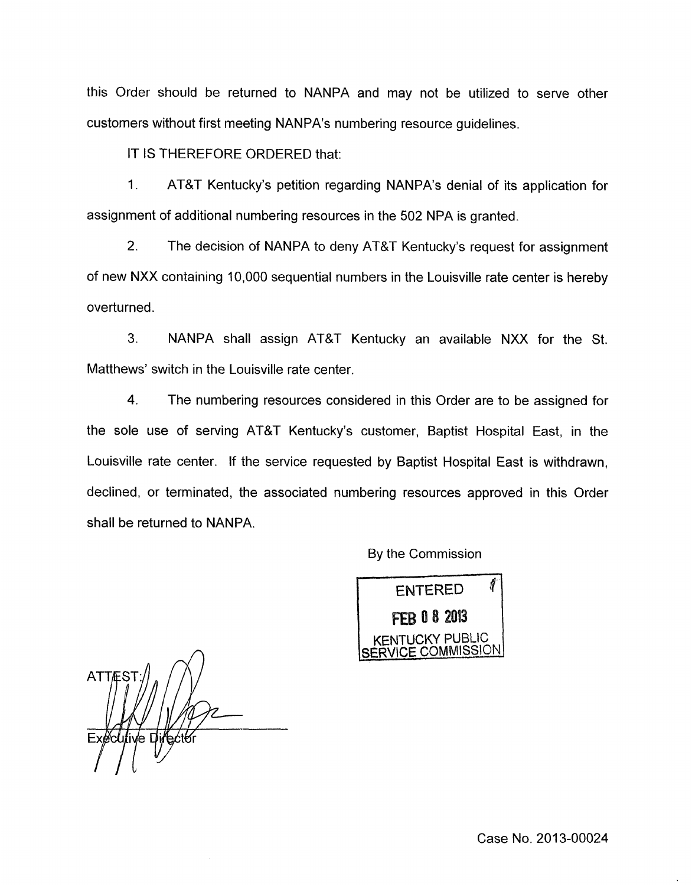this Order should be returned to NANPA and may not be utilized to serve other customers without first meeting NANPA's numbering resource guidelines.

IT IS THEREFORE ORDERED that:

1. AT&T Kentucky's petition regarding NANPA's denial of its application for assignment of additional numbering resources in the 502 NPA is granted.

2. The decision of NANPA to deny AT&T Kentucky's request for assignment of new NXX containing 10,000 sequential numbers in the Louisville rate center is hereby overturned.

3. NANPA shall assign AT&T Kentucky an available NXX for the St. Matthews' switch in the Louisville rate center.

4. The numbering resources considered in this Order are to be assigned for the sole use of serving AT&T Kentucky's customer, Baptist Hospital East, in the Louisville rate center. If the service requested by Baptist Hospital East is withdrawn, declined, or terminated, the associated numbering resources approved in this Order shall be returned to NANPA.

By the Commission

ENTERED
FEB 08 2013
KENTUCKY PUBLIC SERVICE COMMISSION

ATTEST:

Executive Director

Case No. 2013-00024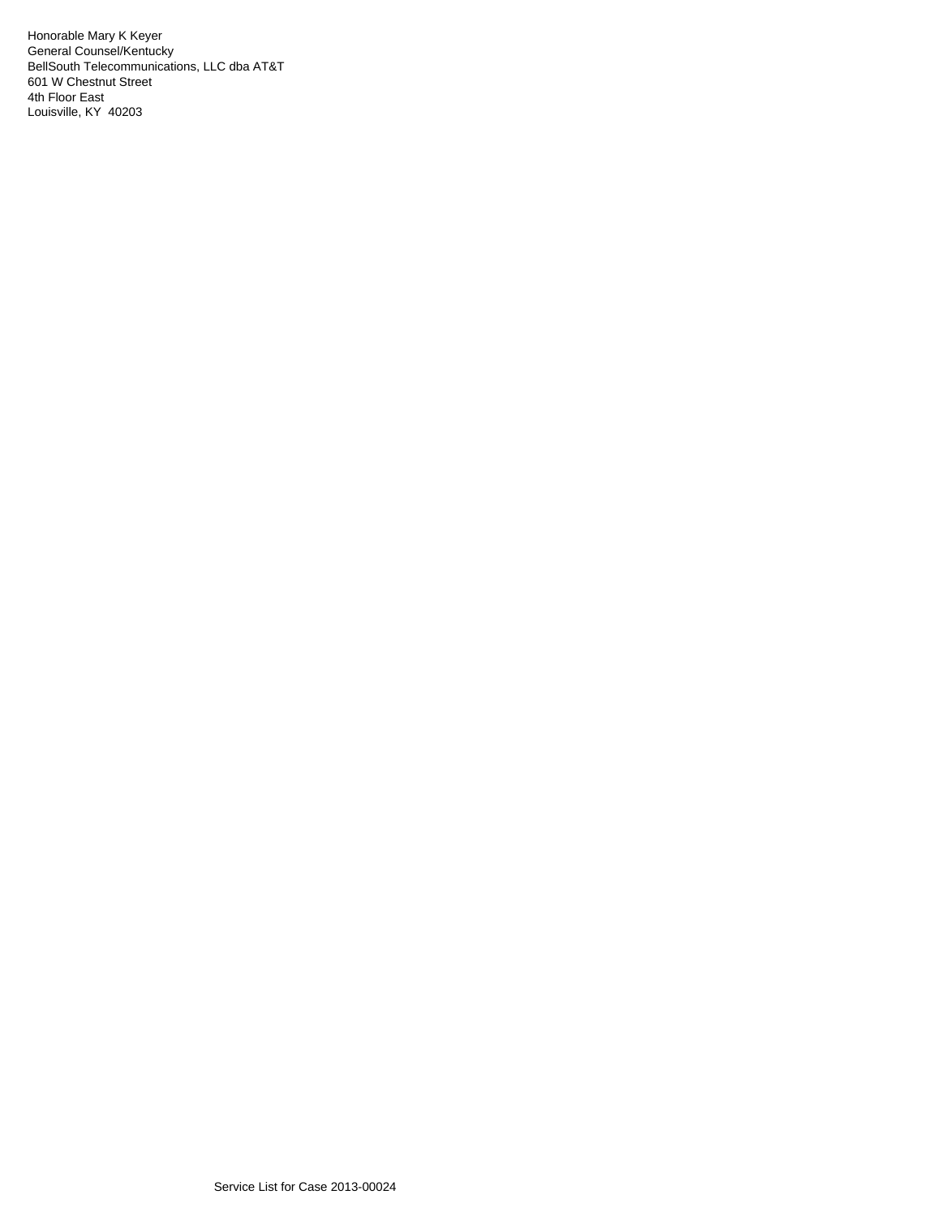Honorable Mary K Keyer
General Counsel/Kentucky
BellSouth Telecommunications, LLC dba AT&T
601 W Chestnut Street
4th Floor East
Louisville, KY  40203